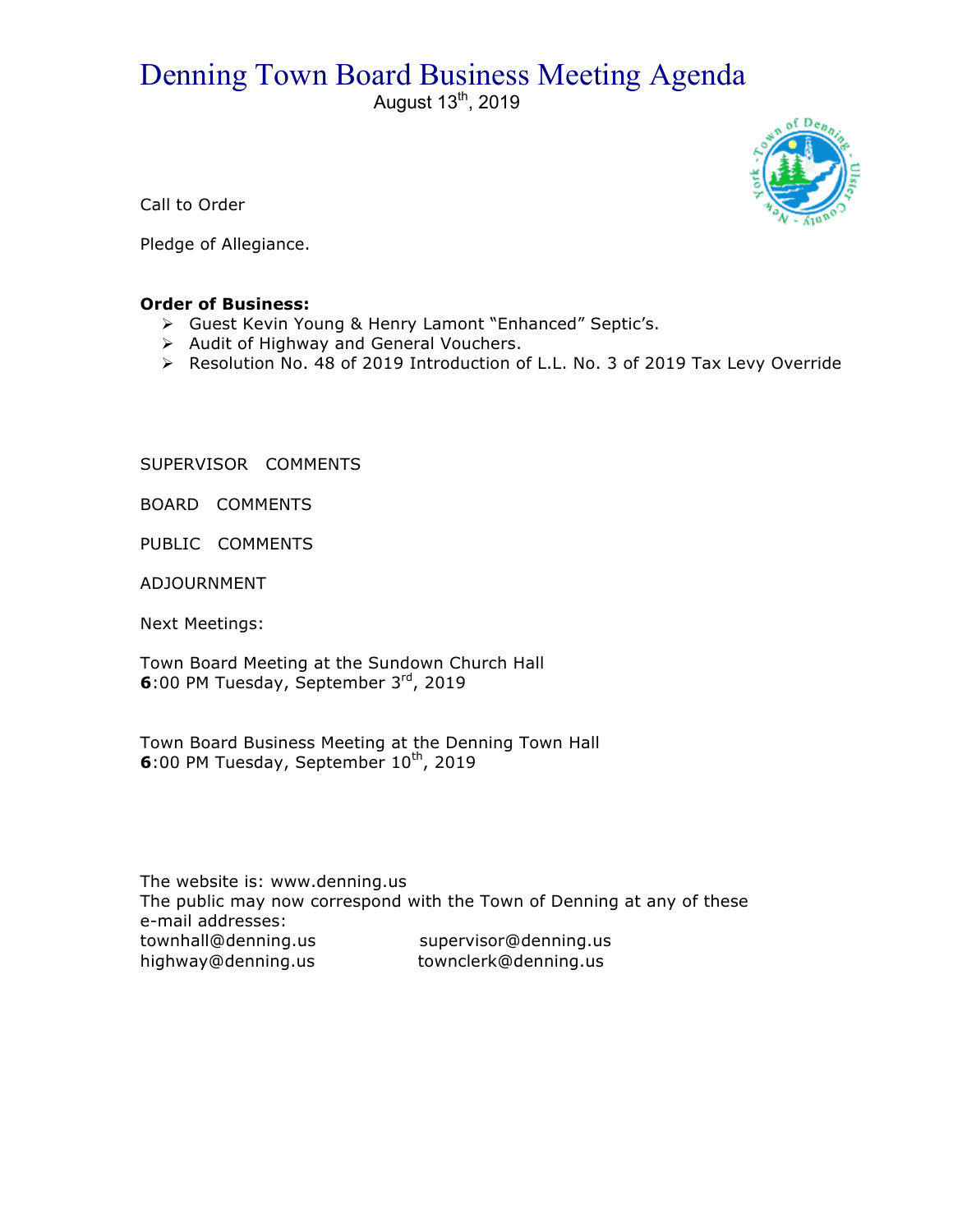# Denning Town Board Business Meeting Agenda

August 13th, 2019

Call to Order

Pledge of Allegiance.

**Order of Business:**

- Guest Kevin Young & Henry Lamont "Enhanced" Septic's.
- Audit of Highway and General Vouchers.
- Resolution No. 48 of 2019 Introduction of L.L. No. 3 of 2019 Tax Levy Override

SUPERVISOR COMMENTS

BOARD COMMENTS

PUBLIC COMMENTS

ADJOURNMENT

Next Meetings:

Town Board Meeting at the Sundown Church Hall
**6**:00 PM Tuesday, September 3rd, 2019

Town Board Business Meeting at the Denning Town Hall
**6**:00 PM Tuesday, September 10th, 2019

The website is: www.denning.us
The public may now correspond with the Town of Denning at any of these e-mail addresses:

townhall@denning.us supervisor@denning.us
highway@denning.us townclerk@denning.us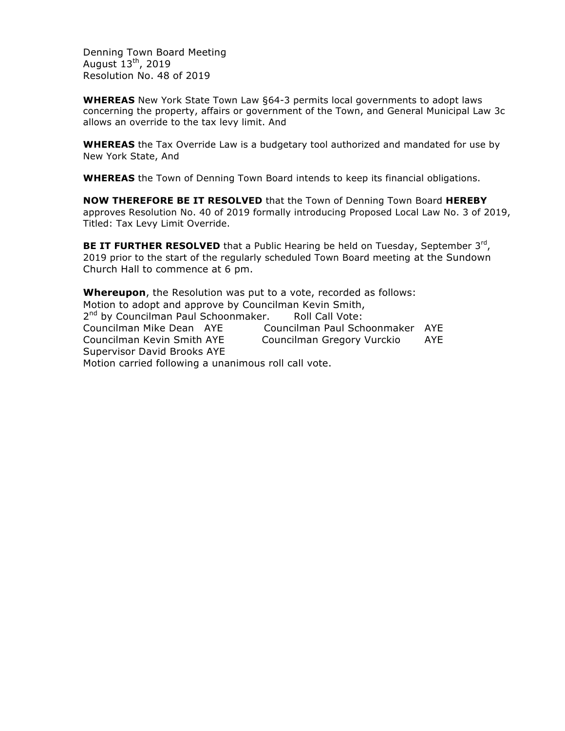Denning Town Board Meeting
August 13th, 2019
Resolution No. 48 of 2019

**WHEREAS** New York State Town Law §64-3 permits local governments to adopt laws concerning the property, affairs or government of the Town, and General Municipal Law 3c allows an override to the tax levy limit. And

**WHEREAS** the Tax Override Law is a budgetary tool authorized and mandated for use by New York State, And

**WHEREAS** the Town of Denning Town Board intends to keep its financial obligations.

**NOW THEREFORE BE IT RESOLVED** that the Town of Denning Town Board **HEREBY** approves Resolution No. 40 of 2019 formally introducing Proposed Local Law No. 3 of 2019, Titled: Tax Levy Limit Override.

**BE IT FURTHER RESOLVED** that a Public Hearing be held on Tuesday, September 3rd, 2019 prior to the start of the regularly scheduled Town Board meeting at the Sundown Church Hall to commence at 6 pm.

**Whereupon**, the Resolution was put to a vote, recorded as follows:
Motion to adopt and approve by Councilman Kevin Smith,
2nd by Councilman Paul Schoonmaker. Roll Call Vote:
Councilman Mike Dean AYE Councilman Paul Schoonmaker AYE
Councilman Kevin Smith AYE Councilman Gregory Vurckio AYE
Supervisor David Brooks AYE
Motion carried following a unanimous roll call vote.